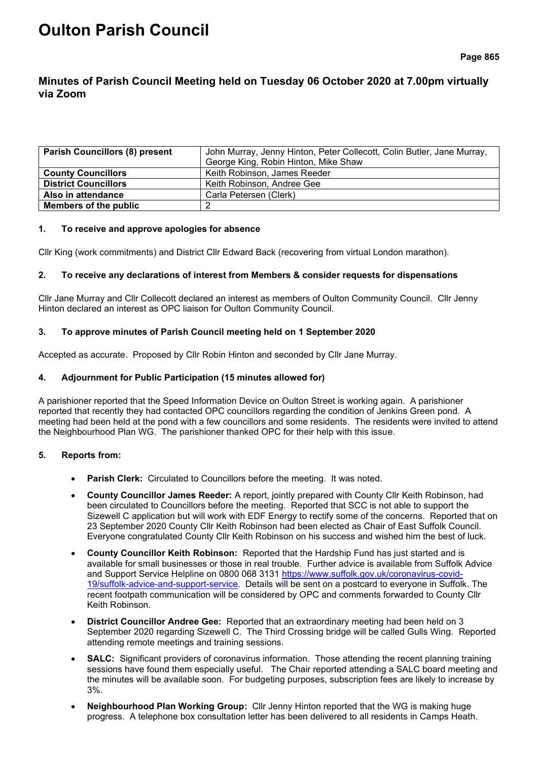# Oulton Parish Council

## Minutes of Parish Council Meeting held on Tuesday 06 October 2020 at 7.00pm virtually via Zoom

| **Parish Councillors (8) present** | John Murray, Jenny Hinton, Peter Collecott, Colin Butler, Jane Murray, George King, Robin Hinton, Mike Shaw |
|---|---|
| **County Councillors** | Keith Robinson, James Reeder |
| **District Councillors** | Keith Robinson, Andree Gee |
| **Also in attendance** | Carla Petersen (Clerk) |
| **Members of the public** | 2 |

**1. To receive and approve apologies for absence**

Cllr King (work commitments) and District Cllr Edward Back (recovering from virtual London marathon).

**2. To receive any declarations of interest from Members & consider requests for dispensations**

Cllr Jane Murray and Cllr Collecott declared an interest as members of Oulton Community Council. Cllr Jenny Hinton declared an interest as OPC liaison for Oulton Community Council.

**3. To approve minutes of Parish Council meeting held on 1 September 2020**

Accepted as accurate. Proposed by Cllr Robin Hinton and seconded by Cllr Jane Murray.

**4. Adjournment for Public Participation (15 minutes allowed for)**

A parishioner reported that the Speed Information Device on Oulton Street is working again. A parishioner reported that recently they had contacted OPC councillors regarding the condition of Jenkins Green pond. A meeting had been held at the pond with a few councillors and some residents. The residents were invited to attend the Neighbourhood Plan WG. The parishioner thanked OPC for their help with this issue.

**5. Reports from:**

- **Parish Clerk:** Circulated to Councillors before the meeting. It was noted.
- **County Councillor James Reeder:** A report, jointly prepared with County Cllr Keith Robinson, had been circulated to Councillors before the meeting. Reported that SCC is not able to support the Sizewell C application but will work with EDF Energy to rectify some of the concerns. Reported that on 23 September 2020 County Cllr Keith Robinson had been elected as Chair of East Suffolk Council. Everyone congratulated County Cllr Keith Robinson on his success and wished him the best of luck.
- **County Councillor Keith Robinson:** Reported that the Hardship Fund has just started and is available for small businesses or those in real trouble. Further advice is available from Suffolk Advice and Support Service Helpline on 0800 068 3131 https://www.suffolk.gov.uk/coronavirus-covid-19/suffolk-advice-and-support-service. Details will be sent on a postcard to everyone in Suffolk. The recent footpath communication will be considered by OPC and comments forwarded to County Cllr Keith Robinson.
- **District Councillor Andree Gee:** Reported that an extraordinary meeting had been held on 3 September 2020 regarding Sizewell C. The Third Crossing bridge will be called Gulls Wing. Reported attending remote meetings and training sessions.
- **SALC:** Significant providers of coronavirus information. Those attending the recent planning training sessions have found them especially useful. The Chair reported attending a SALC board meeting and the minutes will be available soon. For budgeting purposes, subscription fees are likely to increase by 3%.
- **Neighbourhood Plan Working Group:** Cllr Jenny Hinton reported that the WG is making huge progress. A telephone box consultation letter has been delivered to all residents in Camps Heath.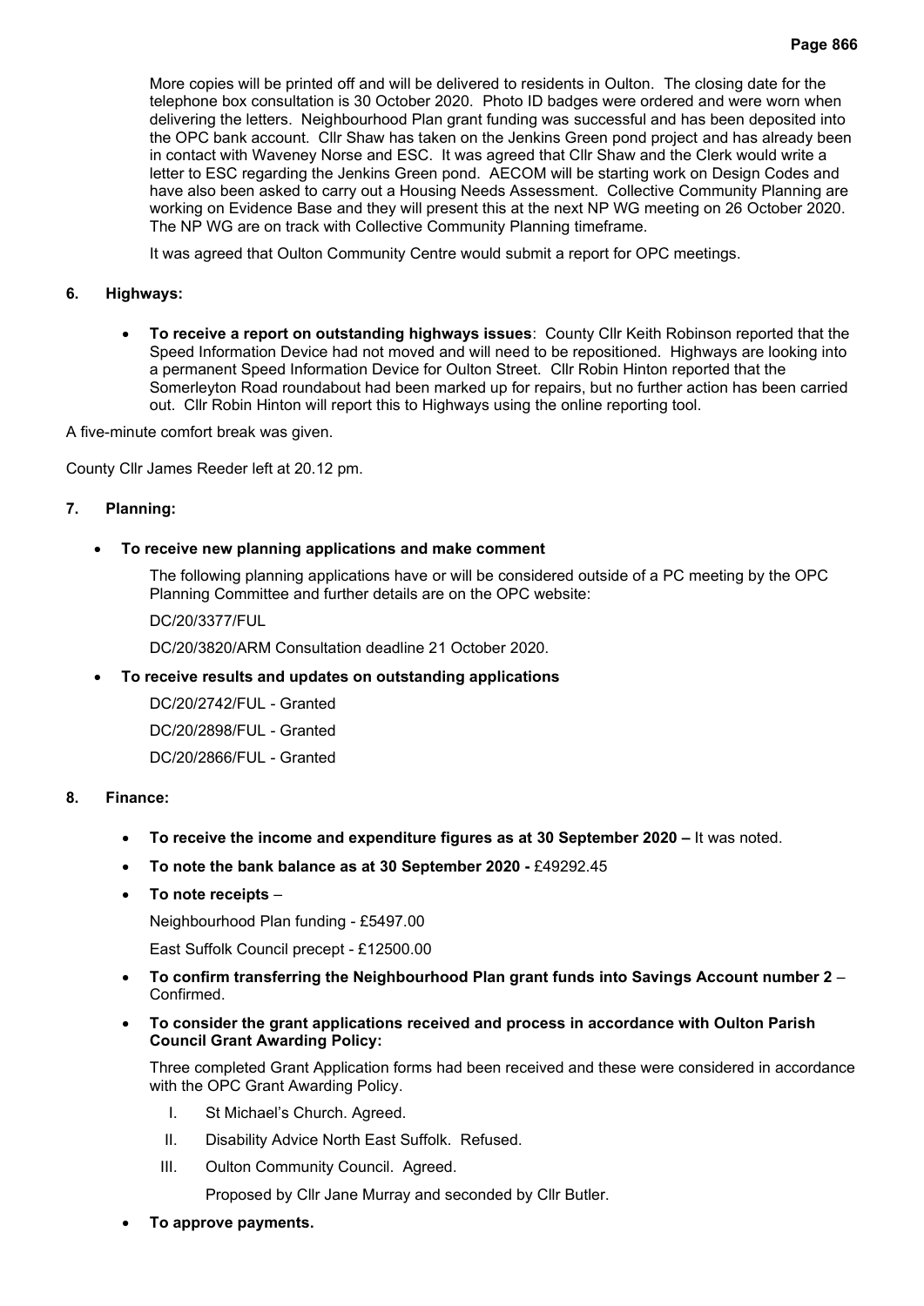More copies will be printed off and will be delivered to residents in Oulton. The closing date for the telephone box consultation is 30 October 2020. Photo ID badges were ordered and were worn when delivering the letters. Neighbourhood Plan grant funding was successful and has been deposited into the OPC bank account. Cllr Shaw has taken on the Jenkins Green pond project and has already been in contact with Waveney Norse and ESC. It was agreed that Cllr Shaw and the Clerk would write a letter to ESC regarding the Jenkins Green pond. AECOM will be starting work on Design Codes and have also been asked to carry out a Housing Needs Assessment. Collective Community Planning are working on Evidence Base and they will present this at the next NP WG meeting on 26 October 2020. The NP WG are on track with Collective Community Planning timeframe.

It was agreed that Oulton Community Centre would submit a report for OPC meetings.

**6. Highways:**

- **To receive a report on outstanding highways issues**: County Cllr Keith Robinson reported that the Speed Information Device had not moved and will need to be repositioned. Highways are looking into a permanent Speed Information Device for Oulton Street. Cllr Robin Hinton reported that the Somerleyton Road roundabout had been marked up for repairs, but no further action has been carried out. Cllr Robin Hinton will report this to Highways using the online reporting tool.

A five-minute comfort break was given.

County Cllr James Reeder left at 20.12 pm.

**7. Planning:**

- **To receive new planning applications and make comment**

  The following planning applications have or will be considered outside of a PC meeting by the OPC Planning Committee and further details are on the OPC website:

  DC/20/3377/FUL

  DC/20/3820/ARM Consultation deadline 21 October 2020.

- **To receive results and updates on outstanding applications**

  DC/20/2742/FUL - Granted

  DC/20/2898/FUL - Granted

  DC/20/2866/FUL - Granted

**8. Finance:**

- **To receive the income and expenditure figures as at 30 September 2020 –** It was noted.
- **To note the bank balance as at 30 September 2020 -** £49292.45
- **To note receipts** –

  Neighbourhood Plan funding - £5497.00

  East Suffolk Council precept - £12500.00

- **To confirm transferring the Neighbourhood Plan grant funds into Savings Account number 2** – Confirmed.
- **To consider the grant applications received and process in accordance with Oulton Parish Council Grant Awarding Policy:**

  Three completed Grant Application forms had been received and these were considered in accordance with the OPC Grant Awarding Policy.

  I. St Michael's Church. Agreed.

  II. Disability Advice North East Suffolk. Refused.

  III. Oulton Community Council. Agreed.

  Proposed by Cllr Jane Murray and seconded by Cllr Butler.

- **To approve payments.**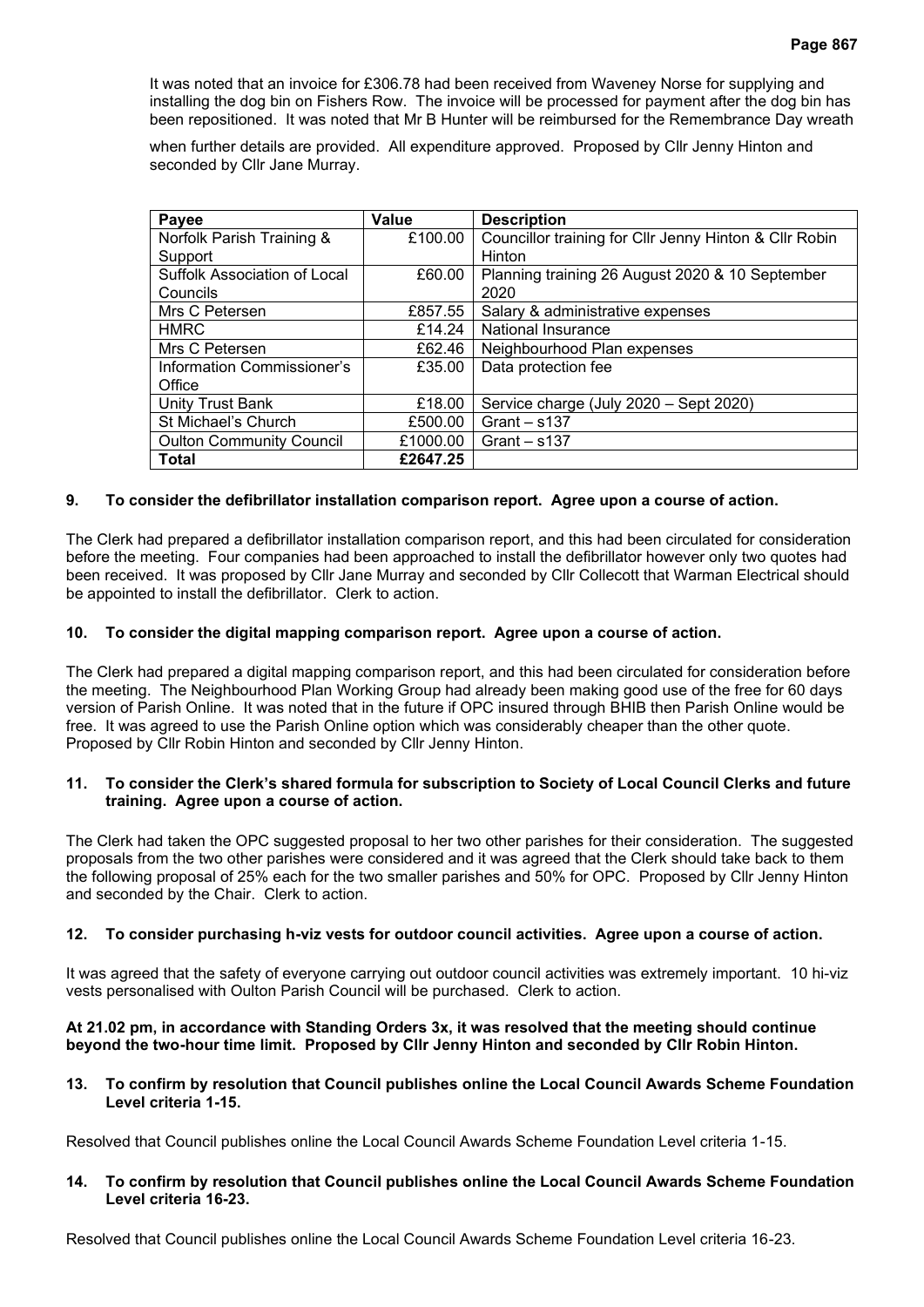It was noted that an invoice for £306.78 had been received from Waveney Norse for supplying and installing the dog bin on Fishers Row. The invoice will be processed for payment after the dog bin has been repositioned. It was noted that Mr B Hunter will be reimbursed for the Remembrance Day wreath

when further details are provided. All expenditure approved. Proposed by Cllr Jenny Hinton and seconded by Cllr Jane Murray.

| Payee | Value | Description |
|---|---|---|
| Norfolk Parish Training & Support | £100.00 | Councillor training for Cllr Jenny Hinton & Cllr Robin Hinton |
| Suffolk Association of Local Councils | £60.00 | Planning training 26 August 2020 & 10 September 2020 |
| Mrs C Petersen | £857.55 | Salary & administrative expenses |
| HMRC | £14.24 | National Insurance |
| Mrs C Petersen | £62.46 | Neighbourhood Plan expenses |
| Information Commissioner's Office | £35.00 | Data protection fee |
| Unity Trust Bank | £18.00 | Service charge (July 2020 – Sept 2020) |
| St Michael's Church | £500.00 | Grant – s137 |
| Oulton Community Council | £1000.00 | Grant – s137 |
| **Total** | **£2647.25** | |

**9. To consider the defibrillator installation comparison report. Agree upon a course of action.**

The Clerk had prepared a defibrillator installation comparison report, and this had been circulated for consideration before the meeting. Four companies had been approached to install the defibrillator however only two quotes had been received. It was proposed by Cllr Jane Murray and seconded by Cllr Collecott that Warman Electrical should be appointed to install the defibrillator. Clerk to action.

**10. To consider the digital mapping comparison report. Agree upon a course of action.**

The Clerk had prepared a digital mapping comparison report, and this had been circulated for consideration before the meeting. The Neighbourhood Plan Working Group had already been making good use of the free for 60 days version of Parish Online. It was noted that in the future if OPC insured through BHIB then Parish Online would be free. It was agreed to use the Parish Online option which was considerably cheaper than the other quote. Proposed by Cllr Robin Hinton and seconded by Cllr Jenny Hinton.

**11. To consider the Clerk's shared formula for subscription to Society of Local Council Clerks and future training. Agree upon a course of action.**

The Clerk had taken the OPC suggested proposal to her two other parishes for their consideration. The suggested proposals from the two other parishes were considered and it was agreed that the Clerk should take back to them the following proposal of 25% each for the two smaller parishes and 50% for OPC. Proposed by Cllr Jenny Hinton and seconded by the Chair. Clerk to action.

**12. To consider purchasing h-viz vests for outdoor council activities. Agree upon a course of action.**

It was agreed that the safety of everyone carrying out outdoor council activities was extremely important. 10 hi-viz vests personalised with Oulton Parish Council will be purchased. Clerk to action.

**At 21.02 pm, in accordance with Standing Orders 3x, it was resolved that the meeting should continue beyond the two-hour time limit. Proposed by Cllr Jenny Hinton and seconded by Cllr Robin Hinton.**

**13. To confirm by resolution that Council publishes online the Local Council Awards Scheme Foundation Level criteria 1-15.**

Resolved that Council publishes online the Local Council Awards Scheme Foundation Level criteria 1-15.

**14. To confirm by resolution that Council publishes online the Local Council Awards Scheme Foundation Level criteria 16-23.**

Resolved that Council publishes online the Local Council Awards Scheme Foundation Level criteria 16-23.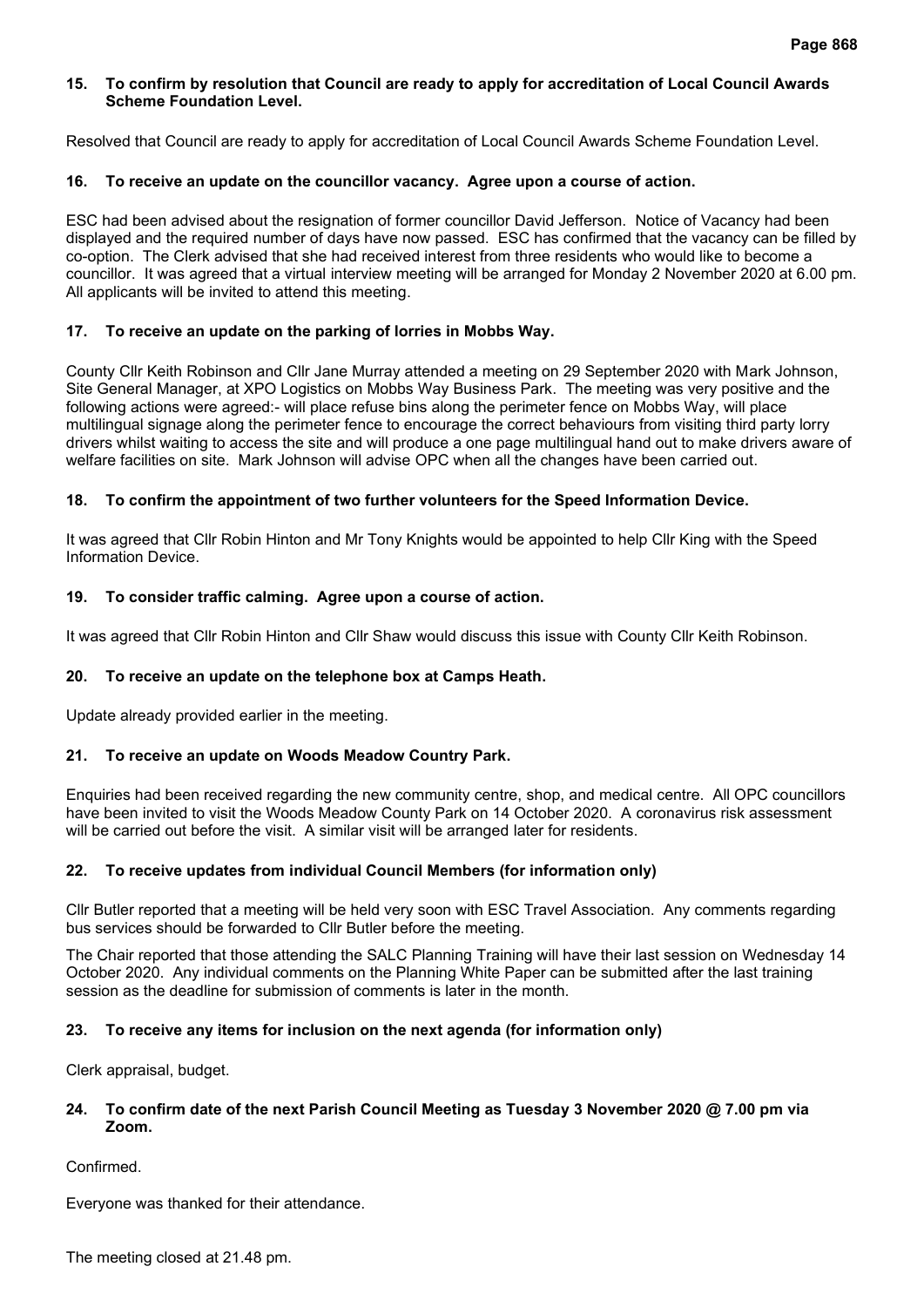### 15. To confirm by resolution that Council are ready to apply for accreditation of Local Council Awards Scheme Foundation Level.

Resolved that Council are ready to apply for accreditation of Local Council Awards Scheme Foundation Level.

### 16. To receive an update on the councillor vacancy. Agree upon a course of action.

ESC had been advised about the resignation of former councillor David Jefferson. Notice of Vacancy had been displayed and the required number of days have now passed. ESC has confirmed that the vacancy can be filled by co-option. The Clerk advised that she had received interest from three residents who would like to become a councillor. It was agreed that a virtual interview meeting will be arranged for Monday 2 November 2020 at 6.00 pm. All applicants will be invited to attend this meeting.

### 17. To receive an update on the parking of lorries in Mobbs Way.

County Cllr Keith Robinson and Cllr Jane Murray attended a meeting on 29 September 2020 with Mark Johnson, Site General Manager, at XPO Logistics on Mobbs Way Business Park. The meeting was very positive and the following actions were agreed:- will place refuse bins along the perimeter fence on Mobbs Way, will place multilingual signage along the perimeter fence to encourage the correct behaviours from visiting third party lorry drivers whilst waiting to access the site and will produce a one page multilingual hand out to make drivers aware of welfare facilities on site. Mark Johnson will advise OPC when all the changes have been carried out.

### 18. To confirm the appointment of two further volunteers for the Speed Information Device.

It was agreed that Cllr Robin Hinton and Mr Tony Knights would be appointed to help Cllr King with the Speed Information Device.

### 19. To consider traffic calming. Agree upon a course of action.

It was agreed that Cllr Robin Hinton and Cllr Shaw would discuss this issue with County Cllr Keith Robinson.

### 20. To receive an update on the telephone box at Camps Heath.

Update already provided earlier in the meeting.

### 21. To receive an update on Woods Meadow Country Park.

Enquiries had been received regarding the new community centre, shop, and medical centre. All OPC councillors have been invited to visit the Woods Meadow County Park on 14 October 2020. A coronavirus risk assessment will be carried out before the visit. A similar visit will be arranged later for residents.

### 22. To receive updates from individual Council Members (for information only)

Cllr Butler reported that a meeting will be held very soon with ESC Travel Association. Any comments regarding bus services should be forwarded to Cllr Butler before the meeting.

The Chair reported that those attending the SALC Planning Training will have their last session on Wednesday 14 October 2020. Any individual comments on the Planning White Paper can be submitted after the last training session as the deadline for submission of comments is later in the month.

### 23. To receive any items for inclusion on the next agenda (for information only)

Clerk appraisal, budget.

### 24. To confirm date of the next Parish Council Meeting as Tuesday 3 November 2020 @ 7.00 pm via Zoom.

Confirmed.

Everyone was thanked for their attendance.

The meeting closed at 21.48 pm.